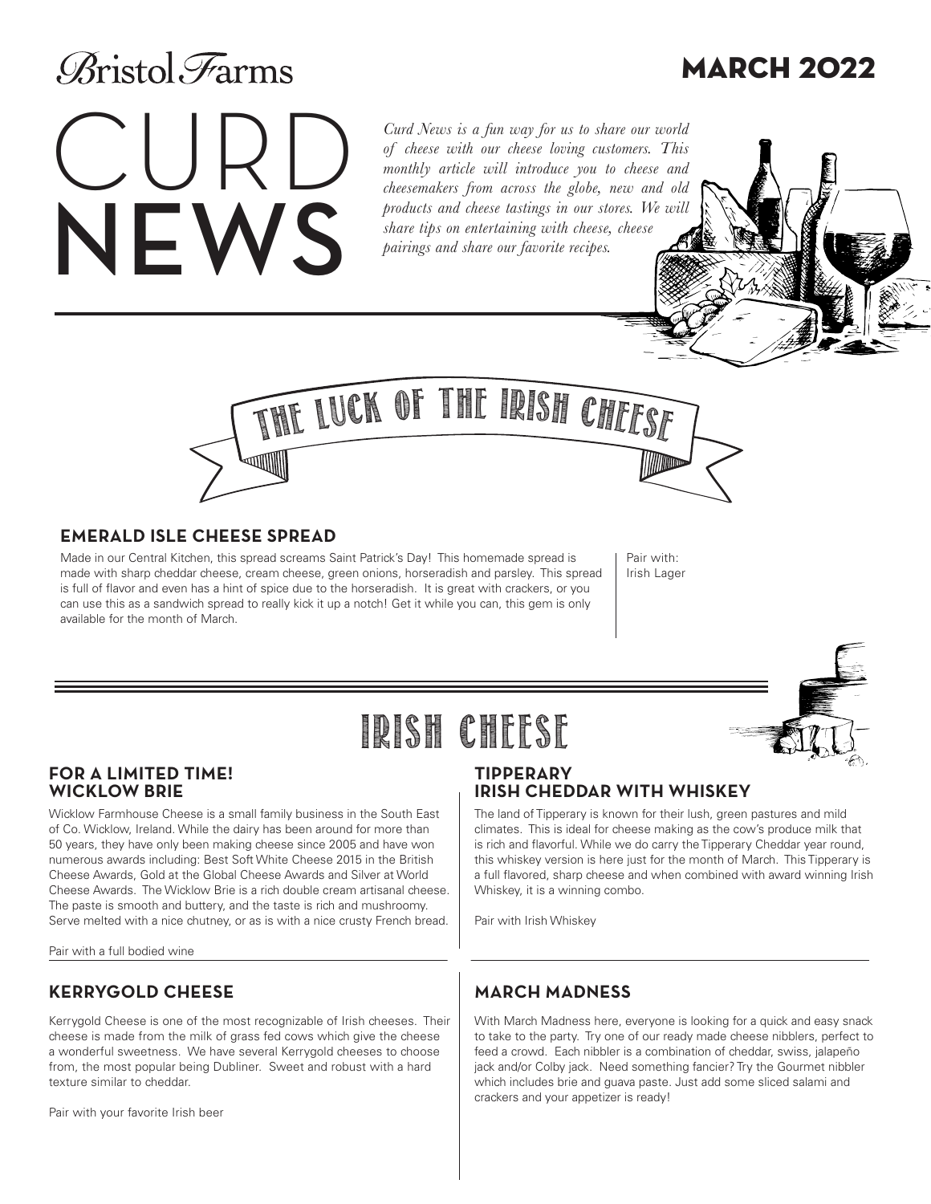Bristol Farms

# MARCH 2022

# CURD NEWS

*Curd News is a fun way for us to share our world of cheese with our cheese loving customers. This monthly article will introduce you to cheese and cheesemakers from across the globe, new and old products and cheese tastings in our stores. We will share tips on entertaining with cheese, cheese pairings and share our favorite recipes.*

## THE LUCK OF THE IRISH CHEESE

### EMERALD ISLE CHEESE SPREAD

Made in our Central Kitchen, this spread screams Saint Patrick's Day! This homemade spread is made with sharp cheddar cheese, cream cheese, green onions, horseradish and parsley. This spread is full of flavor and even has a hint of spice due to the horseradish. It is great with crackers, or you can use this as a sandwich spread to really kick it up a notch! Get it while you can, this gem is only available for the month of March.

Pair with:
Irish Lager

## IRISH CHEESE

### FOR A LIMITED TIME! WICKLOW BRIE

Wicklow Farmhouse Cheese is a small family business in the South East of Co. Wicklow, Ireland. While the dairy has been around for more than 50 years, they have only been making cheese since 2005 and have won numerous awards including: Best Soft White Cheese 2015 in the British Cheese Awards, Gold at the Global Cheese Awards and Silver at World Cheese Awards. The Wicklow Brie is a rich double cream artisanal cheese. The paste is smooth and buttery, and the taste is rich and mushroomy. Serve melted with a nice chutney, or as is with a nice crusty French bread.

Pair with a full bodied wine

### TIPPERARY IRISH CHEDDAR WITH WHISKEY

The land of Tipperary is known for their lush, green pastures and mild climates. This is ideal for cheese making as the cow's produce milk that is rich and flavorful. While we do carry the Tipperary Cheddar year round, this whiskey version is here just for the month of March. This Tipperary is a full flavored, sharp cheese and when combined with award winning Irish Whiskey, it is a winning combo.

Pair with Irish Whiskey

### KERRYGOLD CHEESE

Kerrygold Cheese is one of the most recognizable of Irish cheeses. Their cheese is made from the milk of grass fed cows which give the cheese a wonderful sweetness. We have several Kerrygold cheeses to choose from, the most popular being Dubliner. Sweet and robust with a hard texture similar to cheddar.

Pair with your favorite Irish beer

### MARCH MADNESS

With March Madness here, everyone is looking for a quick and easy snack to take to the party. Try one of our ready made cheese nibblers, perfect to feed a crowd. Each nibbler is a combination of cheddar, swiss, jalapeño jack and/or Colby jack. Need something fancier? Try the Gourmet nibbler which includes brie and guava paste. Just add some sliced salami and crackers and your appetizer is ready!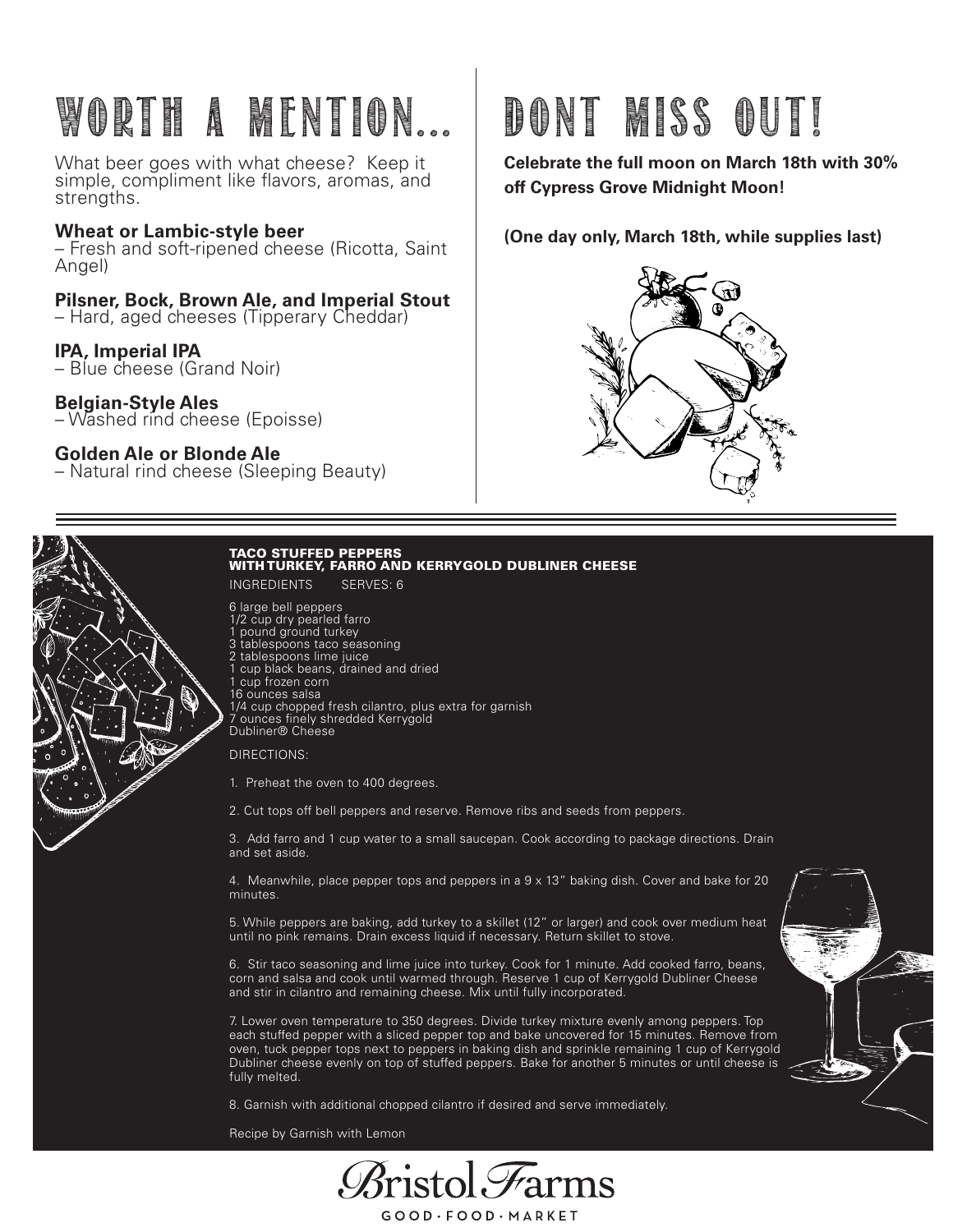# WORTH A MENTION...

What beer goes with what cheese? Keep it simple, compliment like flavors, aromas, and strengths.

**Wheat or Lambic-style beer**
– Fresh and soft-ripened cheese (Ricotta, Saint Angel)

**Pilsner, Bock, Brown Ale, and Imperial Stout**
– Hard, aged cheeses (Tipperary Cheddar)

**IPA, Imperial IPA**
– Blue cheese (Grand Noir)

**Belgian-Style Ales**
– Washed rind cheese (Epoisse)

**Golden Ale or Blonde Ale**
– Natural rind cheese (Sleeping Beauty)

# DONT MISS OUT!

**Celebrate the full moon on March 18th with 30% off Cypress Grove Midnight Moon!**

**(One day only, March 18th, while supplies last)**

## TACO STUFFED PEPPERS WITH TURKEY, FARRO AND KERRYGOLD DUBLINER CHEESE

INGREDIENTS SERVES: 6

6 large bell peppers
1/2 cup dry pearled farro
1 pound ground turkey
3 tablespoons taco seasoning
2 tablespoons lime juice
1 cup black beans, drained and dried
1 cup frozen corn
16 ounces salsa
1/4 cup chopped fresh cilantro, plus extra for garnish
7 ounces finely shredded Kerrygold Dubliner® Cheese

DIRECTIONS:

1. Preheat the oven to 400 degrees.

2. Cut tops off bell peppers and reserve. Remove ribs and seeds from peppers.

3. Add farro and 1 cup water to a small saucepan. Cook according to package directions. Drain and set aside.

4. Meanwhile, place pepper tops and peppers in a 9 x 13" baking dish. Cover and bake for 20 minutes.

5. While peppers are baking, add turkey to a skillet (12" or larger) and cook over medium heat until no pink remains. Drain excess liquid if necessary. Return skillet to stove.

6. Stir taco seasoning and lime juice into turkey. Cook for 1 minute. Add cooked farro, beans, corn and salsa and cook until warmed through. Reserve 1 cup of Kerrygold Dubliner Cheese and stir in cilantro and remaining cheese. Mix until fully incorporated.

7. Lower oven temperature to 350 degrees. Divide turkey mixture evenly among peppers. Top each stuffed pepper with a sliced pepper top and bake uncovered for 15 minutes. Remove from oven, tuck pepper tops next to peppers in baking dish and sprinkle remaining 1 cup of Kerrygold Dubliner cheese evenly on top of stuffed peppers. Bake for another 5 minutes or until cheese is fully melted.

8. Garnish with additional chopped cilantro if desired and serve immediately.

Recipe by Garnish with Lemon

Bristol Farms
GOOD · FOOD · MARKET